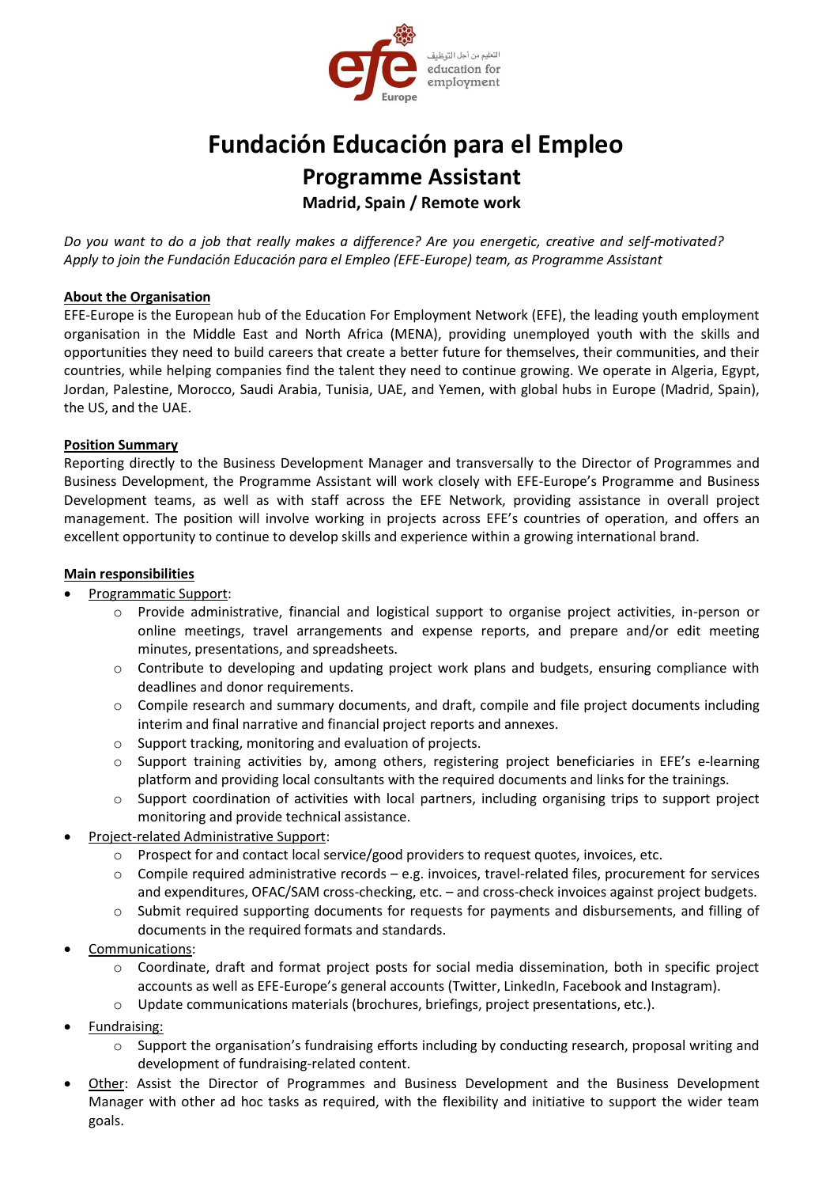# Fundación Educación para el Empleo

## Programme Assistant

### Madrid, Spain / Remote work

*Do you want to do a job that really makes a difference? Are you energetic, creative and self-motivated? Apply to join the Fundación Educación para el Empleo (EFE-Europe) team, as Programme Assistant*

**About the Organisation**

EFE-Europe is the European hub of the Education For Employment Network (EFE), the leading youth employment organisation in the Middle East and North Africa (MENA), providing unemployed youth with the skills and opportunities they need to build careers that create a better future for themselves, their communities, and their countries, while helping companies find the talent they need to continue growing. We operate in Algeria, Egypt, Jordan, Palestine, Morocco, Saudi Arabia, Tunisia, UAE, and Yemen, with global hubs in Europe (Madrid, Spain), the US, and the UAE.

**Position Summary**

Reporting directly to the Business Development Manager and transversally to the Director of Programmes and Business Development, the Programme Assistant will work closely with EFE-Europe's Programme and Business Development teams, as well as with staff across the EFE Network, providing assistance in overall project management. The position will involve working in projects across EFE's countries of operation, and offers an excellent opportunity to continue to develop skills and experience within a growing international brand.

**Main responsibilities**

- Programmatic Support:
  - Provide administrative, financial and logistical support to organise project activities, in-person or online meetings, travel arrangements and expense reports, and prepare and/or edit meeting minutes, presentations, and spreadsheets.
  - Contribute to developing and updating project work plans and budgets, ensuring compliance with deadlines and donor requirements.
  - Compile research and summary documents, and draft, compile and file project documents including interim and final narrative and financial project reports and annexes.
  - Support tracking, monitoring and evaluation of projects.
  - Support training activities by, among others, registering project beneficiaries in EFE's e-learning platform and providing local consultants with the required documents and links for the trainings.
  - Support coordination of activities with local partners, including organising trips to support project monitoring and provide technical assistance.
- Project-related Administrative Support:
  - Prospect for and contact local service/good providers to request quotes, invoices, etc.
  - Compile required administrative records – e.g. invoices, travel-related files, procurement for services and expenditures, OFAC/SAM cross-checking, etc. – and cross-check invoices against project budgets.
  - Submit required supporting documents for requests for payments and disbursements, and filling of documents in the required formats and standards.
- Communications:
  - Coordinate, draft and format project posts for social media dissemination, both in specific project accounts as well as EFE-Europe's general accounts (Twitter, LinkedIn, Facebook and Instagram).
  - Update communications materials (brochures, briefings, project presentations, etc.).
- Fundraising:
  - Support the organisation's fundraising efforts including by conducting research, proposal writing and development of fundraising-related content.
- Other: Assist the Director of Programmes and Business Development and the Business Development Manager with other ad hoc tasks as required, with the flexibility and initiative to support the wider team goals.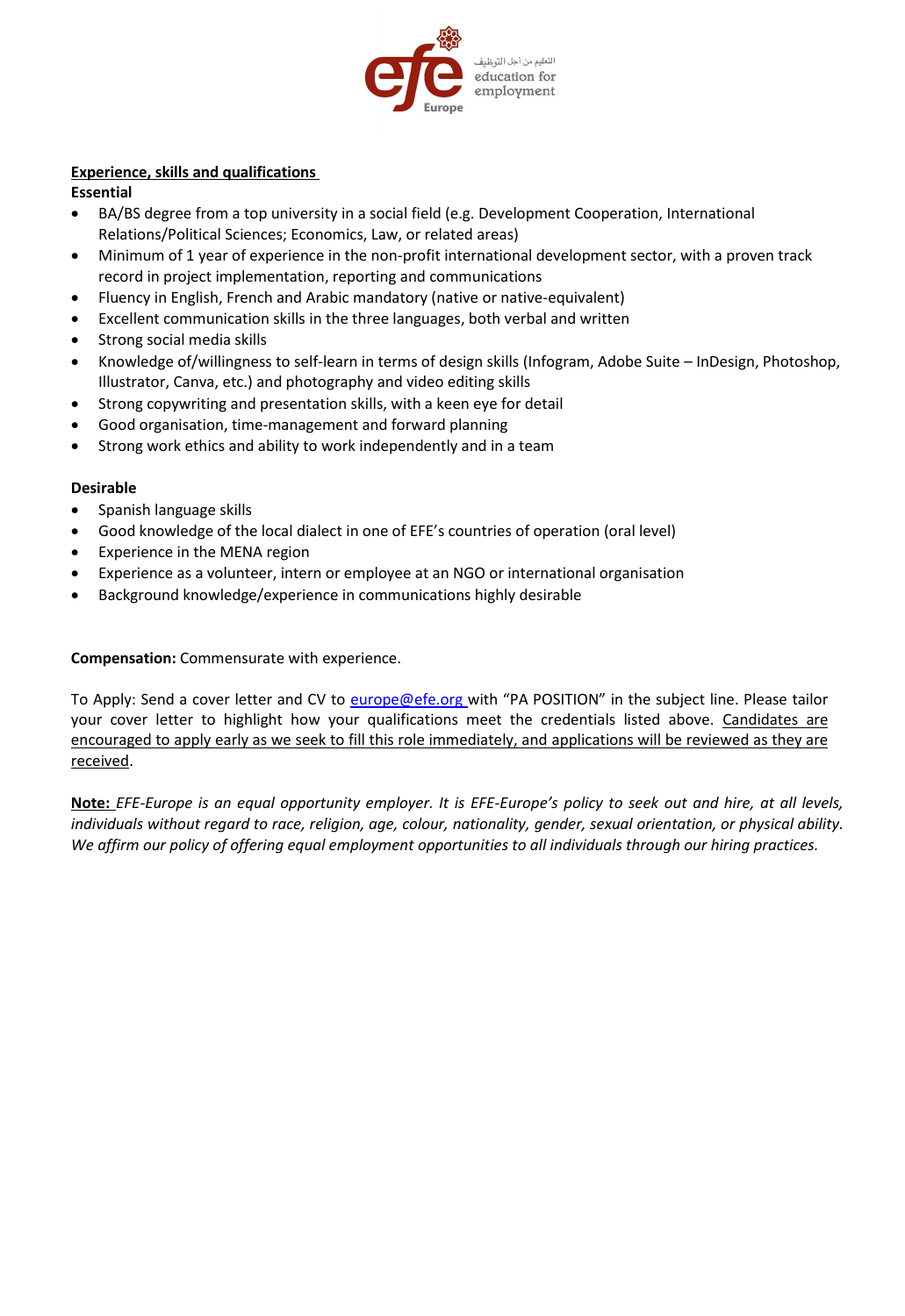**Experience, skills and qualifications**

**Essential**

- BA/BS degree from a top university in a social field (e.g. Development Cooperation, International Relations/Political Sciences; Economics, Law, or related areas)
- Minimum of 1 year of experience in the non-profit international development sector, with a proven track record in project implementation, reporting and communications
- Fluency in English, French and Arabic mandatory (native or native-equivalent)
- Excellent communication skills in the three languages, both verbal and written
- Strong social media skills
- Knowledge of/willingness to self-learn in terms of design skills (Infogram, Adobe Suite – InDesign, Photoshop, Illustrator, Canva, etc.) and photography and video editing skills
- Strong copywriting and presentation skills, with a keen eye for detail
- Good organisation, time-management and forward planning
- Strong work ethics and ability to work independently and in a team

**Desirable**

- Spanish language skills
- Good knowledge of the local dialect in one of EFE's countries of operation (oral level)
- Experience in the MENA region
- Experience as a volunteer, intern or employee at an NGO or international organisation
- Background knowledge/experience in communications highly desirable

**Compensation:** Commensurate with experience.

To Apply: Send a cover letter and CV to europe@efe.org with "PA POSITION" in the subject line. Please tailor your cover letter to highlight how your qualifications meet the credentials listed above. Candidates are encouraged to apply early as we seek to fill this role immediately, and applications will be reviewed as they are received.

**Note:** *EFE-Europe is an equal opportunity employer. It is EFE-Europe's policy to seek out and hire, at all levels, individuals without regard to race, religion, age, colour, nationality, gender, sexual orientation, or physical ability. We affirm our policy of offering equal employment opportunities to all individuals through our hiring practices.*